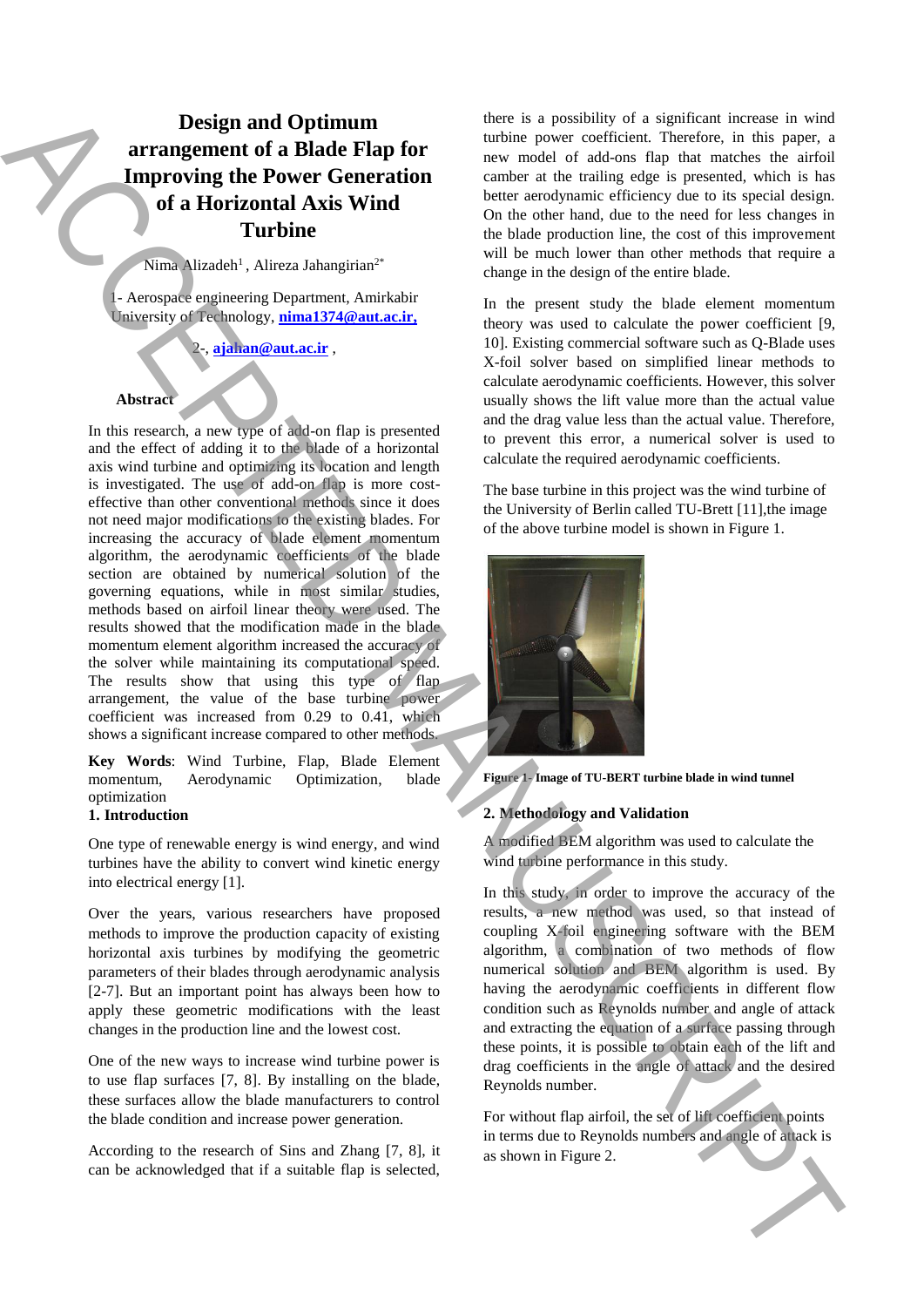# Design and Optimum arrangement of a Blade Flap for Improving the Power Generation of a Horizontal Axis Wind Turbine

Nima Alizadeh[1], Alireza Jahangirian[2*]

1- Aerospace engineering Department, Amirkabir University of Technology, **nima1374@aut.ac.ir,**

2-, **ajahan@aut.ac.ir** ,

**Abstract**

In this research, a new type of add-on flap is presented and the effect of adding it to the blade of a horizontal axis wind turbine and optimizing its location and length is investigated. The use of add-on flap is more cost-effective than other conventional methods since it does not need major modifications to the existing blades. For increasing the accuracy of blade element momentum algorithm, the aerodynamic coefficients of the blade section are obtained by numerical solution of the governing equations, while in most similar studies, methods based on airfoil linear theory were used. The results showed that the modification made in the blade momentum element algorithm increased the accuracy of the solver while maintaining its computational speed. The results show that using this type of flap arrangement, the value of the base turbine power coefficient was increased from 0.29 to 0.41, which shows a significant increase compared to other methods.

**Key Words**: Wind Turbine, Flap, Blade Element momentum, Aerodynamic Optimization, blade optimization

## 1. Introduction

One type of renewable energy is wind energy, and wind turbines have the ability to convert wind kinetic energy into electrical energy [1].

Over the years, various researchers have proposed methods to improve the production capacity of existing horizontal axis turbines by modifying the geometric parameters of their blades through aerodynamic analysis [2-7]. But an important point has always been how to apply these geometric modifications with the least changes in the production line and the lowest cost.

One of the new ways to increase wind turbine power is to use flap surfaces [7, 8]. By installing on the blade, these surfaces allow the blade manufacturers to control the blade condition and increase power generation.

According to the research of Sins and Zhang [7, 8], it can be acknowledged that if a suitable flap is selected, there is a possibility of a significant increase in wind turbine power coefficient. Therefore, in this paper, a new model of add-ons flap that matches the airfoil camber at the trailing edge is presented, which is has better aerodynamic efficiency due to its special design. On the other hand, due to the need for less changes in the blade production line, the cost of this improvement will be much lower than other methods that require a change in the design of the entire blade.

In the present study the blade element momentum theory was used to calculate the power coefficient [9, 10]. Existing commercial software such as Q-Blade uses X-foil solver based on simplified linear methods to calculate aerodynamic coefficients. However, this solver usually shows the lift value more than the actual value and the drag value less than the actual value. Therefore, to prevent this error, a numerical solver is used to calculate the required aerodynamic coefficients.

The base turbine in this project was the wind turbine of the University of Berlin called TU-Brett [11],the image of the above turbine model is shown in Figure 1.

**Figure 1- Image of TU-BERT turbine blade in wind tunnel**

## 2. Methodology and Validation

A modified BEM algorithm was used to calculate the wind turbine performance in this study.

In this study, in order to improve the accuracy of the results, a new method was used, so that instead of coupling X-foil engineering software with the BEM algorithm, a combination of two methods of flow numerical solution and BEM algorithm is used. By having the aerodynamic coefficients in different flow condition such as Reynolds number and angle of attack and extracting the equation of a surface passing through these points, it is possible to obtain each of the lift and drag coefficients in the angle of attack and the desired Reynolds number.

For without flap airfoil, the set of lift coefficient points in terms due to Reynolds numbers and angle of attack is as shown in Figure 2.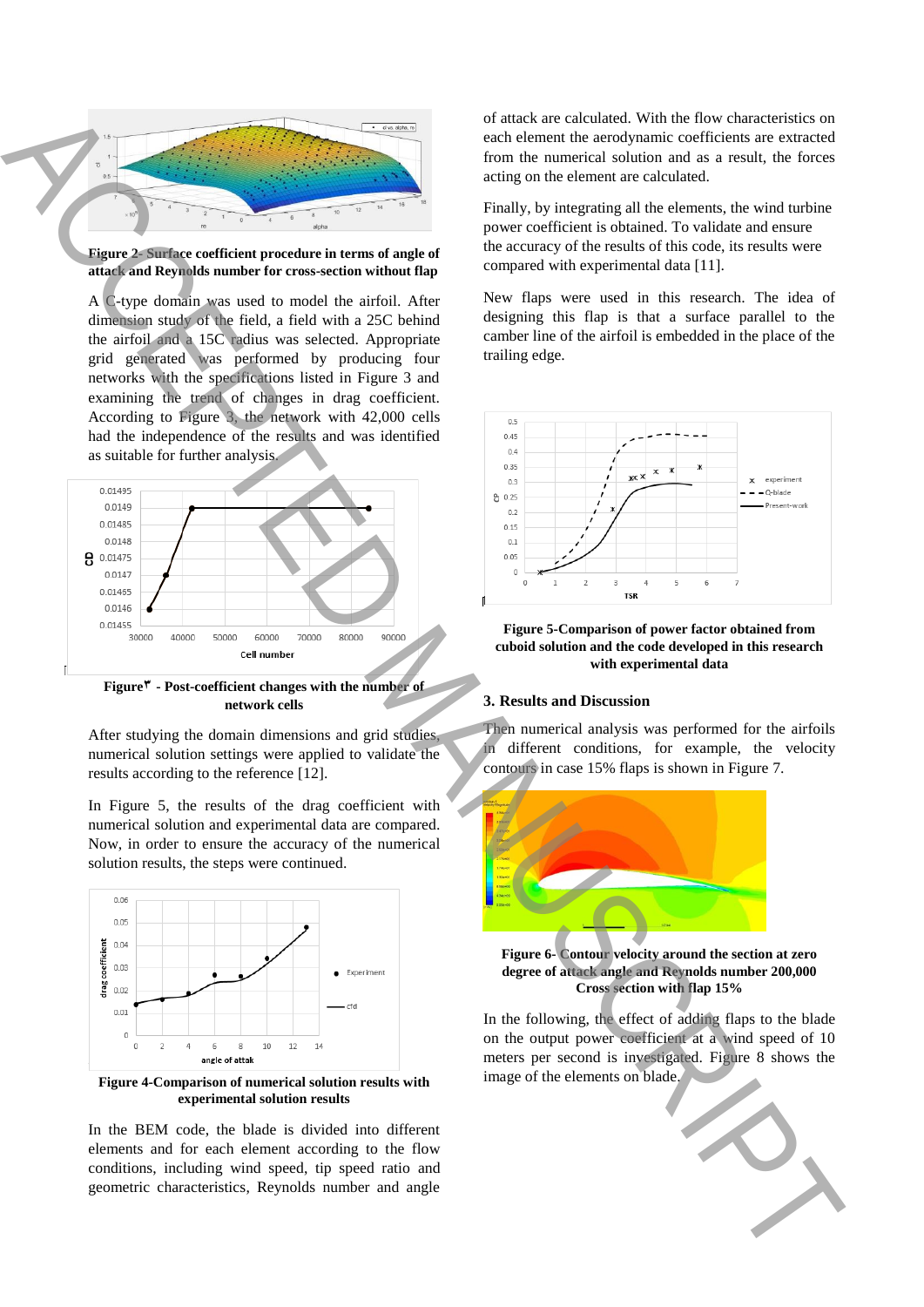**Figure 2- Surface coefficient procedure in terms of angle of attack and Reynolds number for cross-section without flap**

A C-type domain was used to model the airfoil. After dimension study of the field, a field with a 25C behind the airfoil and a 15C radius was selected. Appropriate grid generated was performed by producing four networks with the specifications listed in Figure 3 and examining the trend of changes in drag coefficient. According to Figure 3, the network with 42,000 cells had the independence of the results and was identified as suitable for further analysis.

**Figure۳ - Post-coefficient changes with the number of network cells**

After studying the domain dimensions and grid studies, numerical solution settings were applied to validate the results according to the reference [12].

In Figure 5, the results of the drag coefficient with numerical solution and experimental data are compared. Now, in order to ensure the accuracy of the numerical solution results, the steps were continued.

**Figure 4-Comparison of numerical solution results with experimental solution results**

In the BEM code, the blade is divided into different elements and for each element according to the flow conditions, including wind speed, tip speed ratio and geometric characteristics, Reynolds number and angle of attack are calculated. With the flow characteristics on each element the aerodynamic coefficients are extracted from the numerical solution and as a result, the forces acting on the element are calculated.

Finally, by integrating all the elements, the wind turbine power coefficient is obtained. To validate and ensure the accuracy of the results of this code, its results were compared with experimental data [11].

New flaps were used in this research. The idea of designing this flap is that a surface parallel to the camber line of the airfoil is embedded in the place of the trailing edge.

**Figure 5-Comparison of power factor obtained from cuboid solution and the code developed in this research with experimental data**

## 3. Results and Discussion

Then numerical analysis was performed for the airfoils in different conditions, for example, the velocity contours in case 15% flaps is shown in Figure 7.

**Figure 6- Contour velocity around the section at zero degree of attack angle and Reynolds number 200,000 Cross section with flap 15%**

In the following, the effect of adding flaps to the blade on the output power coefficient at a wind speed of 10 meters per second is investigated. Figure 8 shows the image of the elements on blade.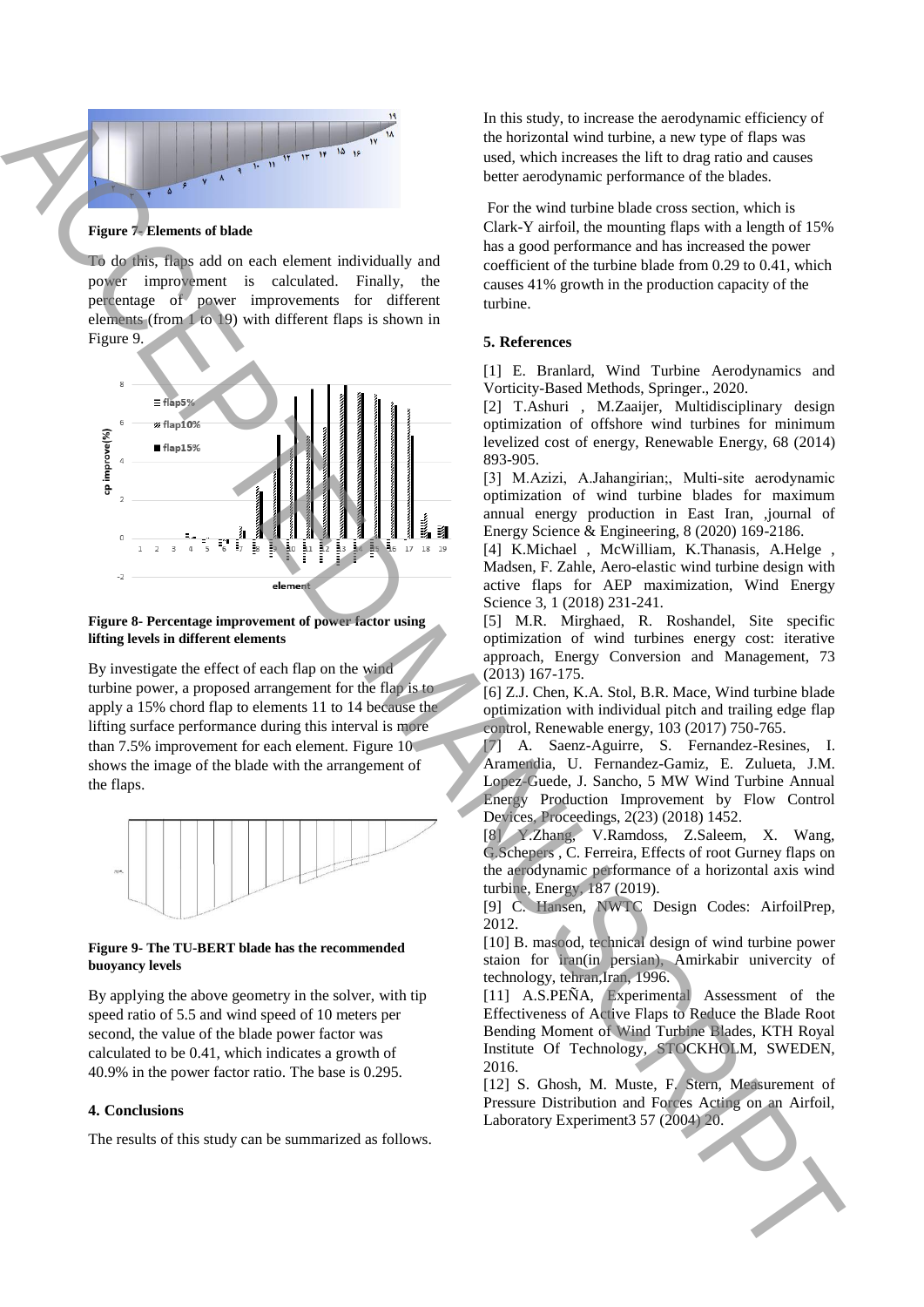۱۹
۱۸
۱۷
۱۶
۱۵
۱۴
۱۳
۱۲
۱۱
۱۰
۹
۸
۷
۶
۵
۴
۳
۲
۱

**Figure 7- Elements of blade**

To do this, flaps add on each element individually and power improvement is calculated. Finally, the percentage of power improvements for different elements (from 1 to 19) with different flaps is shown in Figure 9.

8
6
4
2
0
-2
cp improve(%)
flap5%
flap10%
flap15%
1 2 3 4 5 6 7 8 9 10 11 12 13 14 15 16 17 18 19
element

**Figure 8- Percentage improvement of power factor using lifting levels in different elements**

By investigate the effect of each flap on the wind turbine power, a proposed arrangement for the flap is to apply a 15% chord flap to elements 11 to 14 because the lifting surface performance during this interval is more than 7.5% improvement for each element. Figure 10 shows the image of the blade with the arrangement of the flaps.

**Figure 9- The TU-BERT blade has the recommended buoyancy levels**

By applying the above geometry in the solver, with tip speed ratio of 5.5 and wind speed of 10 meters per second, the value of the blade power factor was calculated to be 0.41, which indicates a growth of 40.9% in the power factor ratio. The base is 0.295.

## 4. Conclusions

The results of this study can be summarized as follows.

In this study, to increase the aerodynamic efficiency of the horizontal wind turbine, a new type of flaps was used, which increases the lift to drag ratio and causes better aerodynamic performance of the blades.

For the wind turbine blade cross section, which is Clark-Y airfoil, the mounting flaps with a length of 15% has a good performance and has increased the power coefficient of the turbine blade from 0.29 to 0.41, which causes 41% growth in the production capacity of the turbine.

## 5. References

[1] E. Branlard, Wind Turbine Aerodynamics and Vorticity-Based Methods, Springer., 2020.

[2] T.Ashuri , M.Zaaijer, Multidisciplinary design optimization of offshore wind turbines for minimum levelized cost of energy, Renewable Energy, 68 (2014) 893-905.

[3] M.Azizi, A.Jahangirian;, Multi-site aerodynamic optimization of wind turbine blades for maximum annual energy production in East Iran, ,journal of Energy Science & Engineering, 8 (2020) 169-2186.

[4] K.Michael , McWilliam, K.Thanasis, A.Helge , Madsen, F. Zahle, Aero-elastic wind turbine design with active flaps for AEP maximization, Wind Energy Science 3, 1 (2018) 231-241.

[5] M.R. Mirghaed, R. Roshandel, Site specific optimization of wind turbines energy cost: iterative approach, Energy Conversion and Management, 73 (2013) 167-175.

[6] Z.J. Chen, K.A. Stol, B.R. Mace, Wind turbine blade optimization with individual pitch and trailing edge flap control, Renewable energy, 103 (2017) 750-765.

[7] A. Saenz-Aguirre, S. Fernandez-Resines, I. Aramendia, U. Fernandez-Gamiz, E. Zulueta, J.M. Lopez-Guede, J. Sancho, 5 MW Wind Turbine Annual Energy Production Improvement by Flow Control Devices, Proceedings, 2(23) (2018) 1452.

[8] Y.Zhang, V.Ramdoss, Z.Saleem, X. Wang, G.Schepers , C. Ferreira, Effects of root Gurney flaps on the aerodynamic performance of a horizontal axis wind turbine, Energy, 187 (2019).

[9] C. Hansen, NWTC Design Codes: AirfoilPrep, 2012.

[10] B. masood, technical design of wind turbine power staion for iran(in persian), Amirkabir univercity of technology, tehran,Iran, 1996.

[11] A.S.PEÑA, Experimental Assessment of the Effectiveness of Active Flaps to Reduce the Blade Root Bending Moment of Wind Turbine Blades, KTH Royal Institute Of Technology, STOCKHOLM, SWEDEN, 2016.

[12] S. Ghosh, M. Muste, F. Stern, Measurement of Pressure Distribution and Forces Acting on an Airfoil, Laboratory Experiment3 57 (2004) 20.